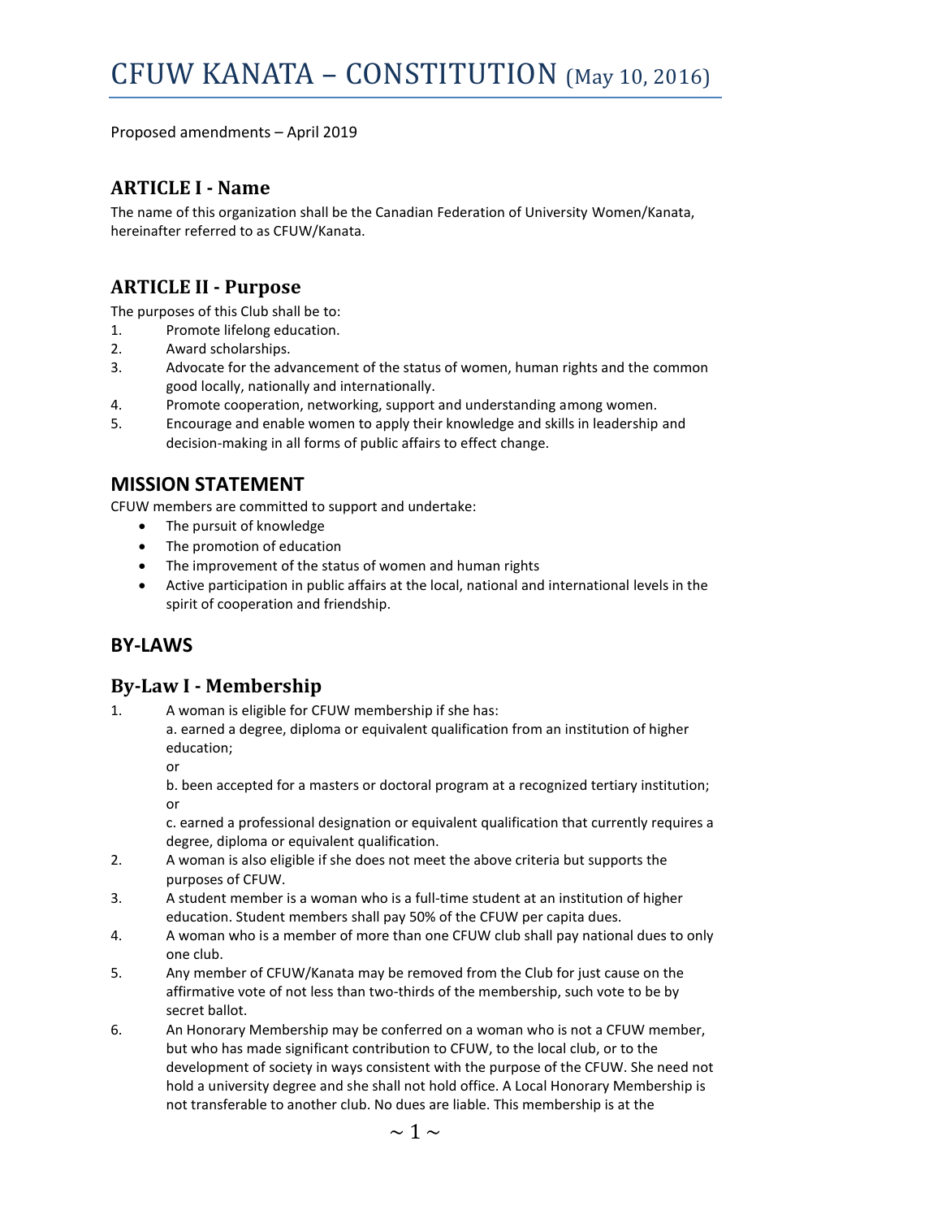# CFUW KANATA – CONSTITUTION (May 10, 2016)

Proposed amendments – April 2019

## ARTICLE I - Name

The name of this organization shall be the Canadian Federation of University Women/Kanata, hereinafter referred to as CFUW/Kanata.

## ARTICLE II - Purpose

The purposes of this Club shall be to:

1. Promote lifelong education.
2. Award scholarships.
3. Advocate for the advancement of the status of women, human rights and the common good locally, nationally and internationally.
4. Promote cooperation, networking, support and understanding among women.
5. Encourage and enable women to apply their knowledge and skills in leadership and decision-making in all forms of public affairs to effect change.

## MISSION STATEMENT

CFUW members are committed to support and undertake:

- The pursuit of knowledge
- The promotion of education
- The improvement of the status of women and human rights
- Active participation in public affairs at the local, national and international levels in the spirit of cooperation and friendship.

## BY-LAWS

## By-Law I - Membership

1. A woman is eligible for CFUW membership if she has:
   a. earned a degree, diploma or equivalent qualification from an institution of higher education;
   or
   b. been accepted for a masters or doctoral program at a recognized tertiary institution;
   or
   c. earned a professional designation or equivalent qualification that currently requires a degree, diploma or equivalent qualification.
2. A woman is also eligible if she does not meet the above criteria but supports the purposes of CFUW.
3. A student member is a woman who is a full-time student at an institution of higher education. Student members shall pay 50% of the CFUW per capita dues.
4. A woman who is a member of more than one CFUW club shall pay national dues to only one club.
5. Any member of CFUW/Kanata may be removed from the Club for just cause on the affirmative vote of not less than two-thirds of the membership, such vote to be by secret ballot.
6. An Honorary Membership may be conferred on a woman who is not a CFUW member, but who has made significant contribution to CFUW, to the local club, or to the development of society in ways consistent with the purpose of the CFUW. She need not hold a university degree and she shall not hold office. A Local Honorary Membership is not transferable to another club. No dues are liable. This membership is at the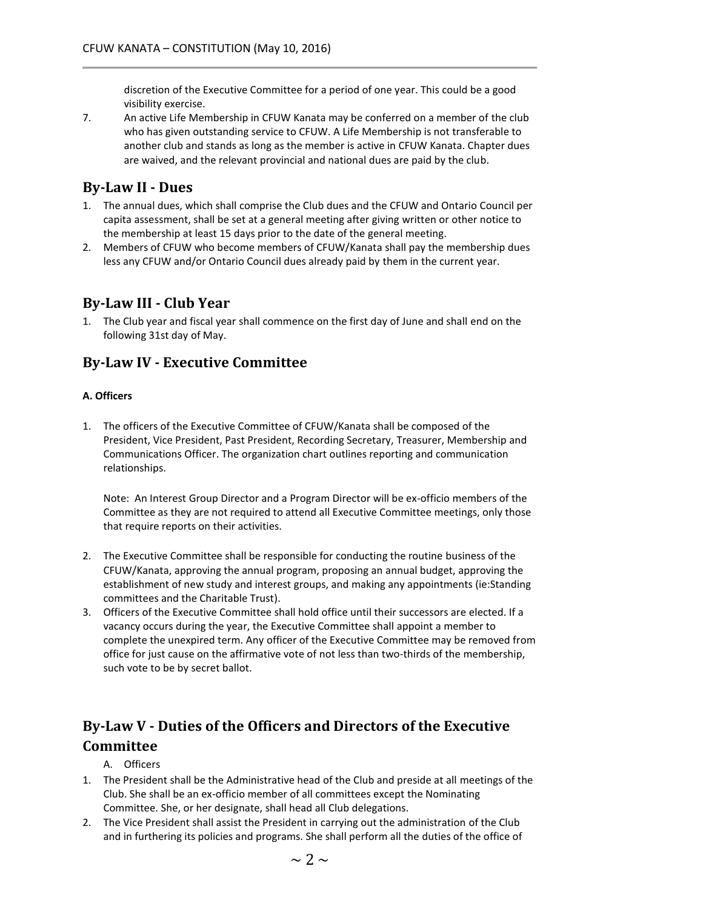discretion of the Executive Committee for a period of one year. This could be a good visibility exercise.

7. An active Life Membership in CFUW Kanata may be conferred on a member of the club who has given outstanding service to CFUW. A Life Membership is not transferable to another club and stands as long as the member is active in CFUW Kanata. Chapter dues are waived, and the relevant provincial and national dues are paid by the club.

## By-Law II - Dues

1. The annual dues, which shall comprise the Club dues and the CFUW and Ontario Council per capita assessment, shall be set at a general meeting after giving written or other notice to the membership at least 15 days prior to the date of the general meeting.
2. Members of CFUW who become members of CFUW/Kanata shall pay the membership dues less any CFUW and/or Ontario Council dues already paid by them in the current year.

## By-Law III - Club Year

1. The Club year and fiscal year shall commence on the first day of June and shall end on the following 31st day of May.

## By-Law IV - Executive Committee

#### A. Officers

1. The officers of the Executive Committee of CFUW/Kanata shall be composed of the President, Vice President, Past President, Recording Secretary, Treasurer, Membership and Communications Officer. The organization chart outlines reporting and communication relationships.

   Note: An Interest Group Director and a Program Director will be ex-officio members of the Committee as they are not required to attend all Executive Committee meetings, only those that require reports on their activities.

2. The Executive Committee shall be responsible for conducting the routine business of the CFUW/Kanata, approving the annual program, proposing an annual budget, approving the establishment of new study and interest groups, and making any appointments (ie:Standing committees and the Charitable Trust).
3. Officers of the Executive Committee shall hold office until their successors are elected. If a vacancy occurs during the year, the Executive Committee shall appoint a member to complete the unexpired term. Any officer of the Executive Committee may be removed from office for just cause on the affirmative vote of not less than two-thirds of the membership, such vote to be by secret ballot.

## By-Law V - Duties of the Officers and Directors of the Executive Committee

A. Officers

1. The President shall be the Administrative head of the Club and preside at all meetings of the Club. She shall be an ex-officio member of all committees except the Nominating Committee. She, or her designate, shall head all Club delegations.
2. The Vice President shall assist the President in carrying out the administration of the Club and in furthering its policies and programs. She shall perform all the duties of the office of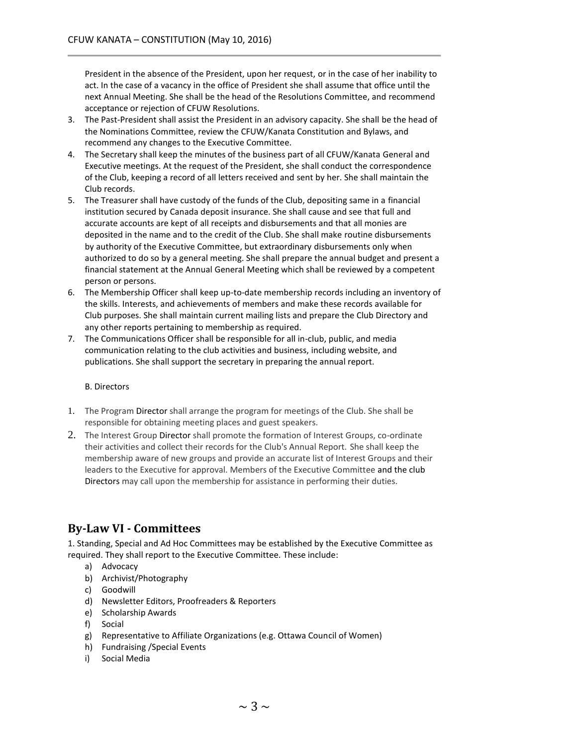President in the absence of the President, upon her request, or in the case of her inability to act. In the case of a vacancy in the office of President she shall assume that office until the next Annual Meeting. She shall be the head of the Resolutions Committee, and recommend acceptance or rejection of CFUW Resolutions.

3. The Past-President shall assist the President in an advisory capacity. She shall be the head of the Nominations Committee, review the CFUW/Kanata Constitution and Bylaws, and recommend any changes to the Executive Committee.
4. The Secretary shall keep the minutes of the business part of all CFUW/Kanata General and Executive meetings. At the request of the President, she shall conduct the correspondence of the Club, keeping a record of all letters received and sent by her. She shall maintain the Club records.
5. The Treasurer shall have custody of the funds of the Club, depositing same in a financial institution secured by Canada deposit insurance. She shall cause and see that full and accurate accounts are kept of all receipts and disbursements and that all monies are deposited in the name and to the credit of the Club. She shall make routine disbursements by authority of the Executive Committee, but extraordinary disbursements only when authorized to do so by a general meeting. She shall prepare the annual budget and present a financial statement at the Annual General Meeting which shall be reviewed by a competent person or persons.
6. The Membership Officer shall keep up-to-date membership records including an inventory of the skills. Interests, and achievements of members and make these records available for Club purposes. She shall maintain current mailing lists and prepare the Club Directory and any other reports pertaining to membership as required.
7. The Communications Officer shall be responsible for all in-club, public, and media communication relating to the club activities and business, including website, and publications. She shall support the secretary in preparing the annual report.

B. Directors

1. The Program Director shall arrange the program for meetings of the Club. She shall be responsible for obtaining meeting places and guest speakers.
2. The Interest Group Director shall promote the formation of Interest Groups, co-ordinate their activities and collect their records for the Club's Annual Report. She shall keep the membership aware of new groups and provide an accurate list of Interest Groups and their leaders to the Executive for approval. Members of the Executive Committee and the club Directors may call upon the membership for assistance in performing their duties.

## By-Law VI - Committees

1. Standing, Special and Ad Hoc Committees may be established by the Executive Committee as required. They shall report to the Executive Committee. These include:

a) Advocacy
b) Archivist/Photography
c) Goodwill
d) Newsletter Editors, Proofreaders & Reporters
e) Scholarship Awards
f) Social
g) Representative to Affiliate Organizations (e.g. Ottawa Council of Women)
h) Fundraising /Special Events
i) Social Media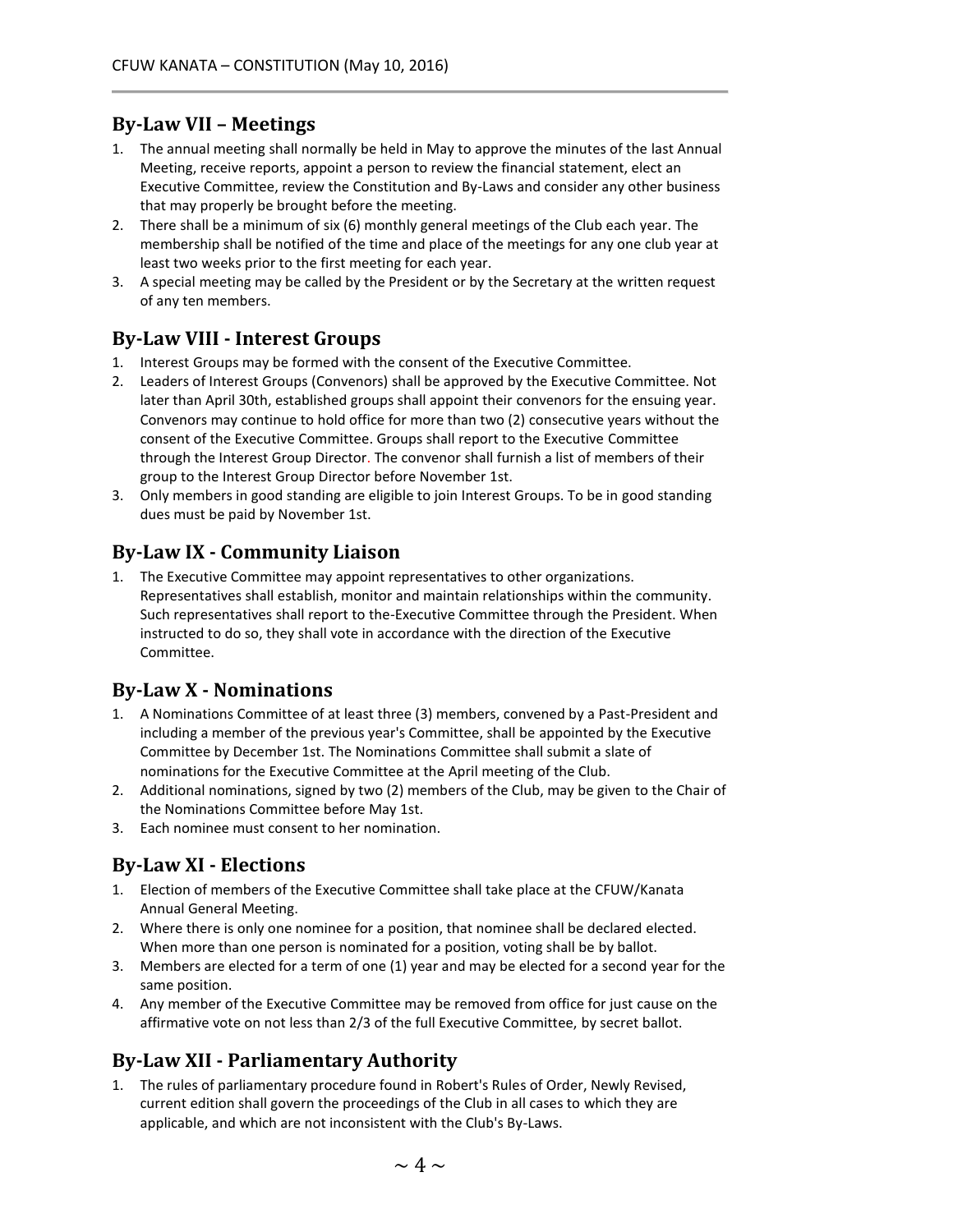## By-Law VII – Meetings

1. The annual meeting shall normally be held in May to approve the minutes of the last Annual Meeting, receive reports, appoint a person to review the financial statement, elect an Executive Committee, review the Constitution and By-Laws and consider any other business that may properly be brought before the meeting.
2. There shall be a minimum of six (6) monthly general meetings of the Club each year. The membership shall be notified of the time and place of the meetings for any one club year at least two weeks prior to the first meeting for each year.
3. A special meeting may be called by the President or by the Secretary at the written request of any ten members.

## By-Law VIII - Interest Groups

1. Interest Groups may be formed with the consent of the Executive Committee.
2. Leaders of Interest Groups (Convenors) shall be approved by the Executive Committee. Not later than April 30th, established groups shall appoint their convenors for the ensuing year. Convenors may continue to hold office for more than two (2) consecutive years without the consent of the Executive Committee. Groups shall report to the Executive Committee through the Interest Group Director. The convenor shall furnish a list of members of their group to the Interest Group Director before November 1st.
3. Only members in good standing are eligible to join Interest Groups. To be in good standing dues must be paid by November 1st.

## By-Law IX - Community Liaison

1. The Executive Committee may appoint representatives to other organizations. Representatives shall establish, monitor and maintain relationships within the community. Such representatives shall report to the-Executive Committee through the President. When instructed to do so, they shall vote in accordance with the direction of the Executive Committee.

## By-Law X - Nominations

1. A Nominations Committee of at least three (3) members, convened by a Past-President and including a member of the previous year's Committee, shall be appointed by the Executive Committee by December 1st. The Nominations Committee shall submit a slate of nominations for the Executive Committee at the April meeting of the Club.
2. Additional nominations, signed by two (2) members of the Club, may be given to the Chair of the Nominations Committee before May 1st.
3. Each nominee must consent to her nomination.

## By-Law XI - Elections

1. Election of members of the Executive Committee shall take place at the CFUW/Kanata Annual General Meeting.
2. Where there is only one nominee for a position, that nominee shall be declared elected. When more than one person is nominated for a position, voting shall be by ballot.
3. Members are elected for a term of one (1) year and may be elected for a second year for the same position.
4. Any member of the Executive Committee may be removed from office for just cause on the affirmative vote on not less than 2/3 of the full Executive Committee, by secret ballot.

## By-Law XII - Parliamentary Authority

1. The rules of parliamentary procedure found in Robert's Rules of Order, Newly Revised, current edition shall govern the proceedings of the Club in all cases to which they are applicable, and which are not inconsistent with the Club's By-Laws.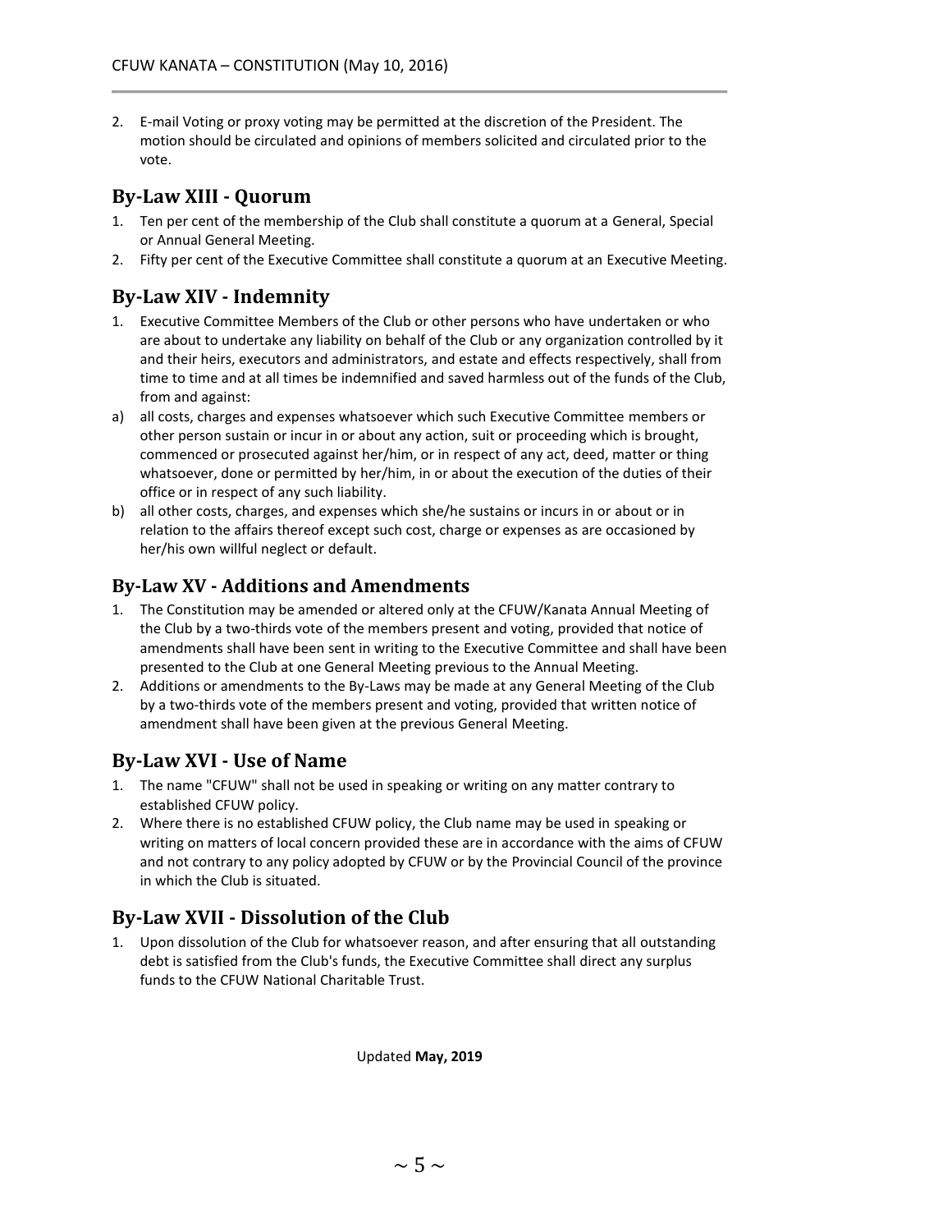2. E-mail Voting or proxy voting may be permitted at the discretion of the President. The motion should be circulated and opinions of members solicited and circulated prior to the vote.

## By-Law XIII - Quorum

1. Ten per cent of the membership of the Club shall constitute a quorum at a General, Special or Annual General Meeting.
2. Fifty per cent of the Executive Committee shall constitute a quorum at an Executive Meeting.

## By-Law XIV - Indemnity

1. Executive Committee Members of the Club or other persons who have undertaken or who are about to undertake any liability on behalf of the Club or any organization controlled by it and their heirs, executors and administrators, and estate and effects respectively, shall from time to time and at all times be indemnified and saved harmless out of the funds of the Club, from and against:

a) all costs, charges and expenses whatsoever which such Executive Committee members or other person sustain or incur in or about any action, suit or proceeding which is brought, commenced or prosecuted against her/him, or in respect of any act, deed, matter or thing whatsoever, done or permitted by her/him, in or about the execution of the duties of their office or in respect of any such liability.

b) all other costs, charges, and expenses which she/he sustains or incurs in or about or in relation to the affairs thereof except such cost, charge or expenses as are occasioned by her/his own willful neglect or default.

## By-Law XV - Additions and Amendments

1. The Constitution may be amended or altered only at the CFUW/Kanata Annual Meeting of the Club by a two-thirds vote of the members present and voting, provided that notice of amendments shall have been sent in writing to the Executive Committee and shall have been presented to the Club at one General Meeting previous to the Annual Meeting.
2. Additions or amendments to the By-Laws may be made at any General Meeting of the Club by a two-thirds vote of the members present and voting, provided that written notice of amendment shall have been given at the previous General Meeting.

## By-Law XVI - Use of Name

1. The name "CFUW" shall not be used in speaking or writing on any matter contrary to established CFUW policy.
2. Where there is no established CFUW policy, the Club name may be used in speaking or writing on matters of local concern provided these are in accordance with the aims of CFUW and not contrary to any policy adopted by CFUW or by the Provincial Council of the province in which the Club is situated.

## By-Law XVII - Dissolution of the Club

1. Upon dissolution of the Club for whatsoever reason, and after ensuring that all outstanding debt is satisfied from the Club's funds, the Executive Committee shall direct any surplus funds to the CFUW National Charitable Trust.

Updated **May, 2019**